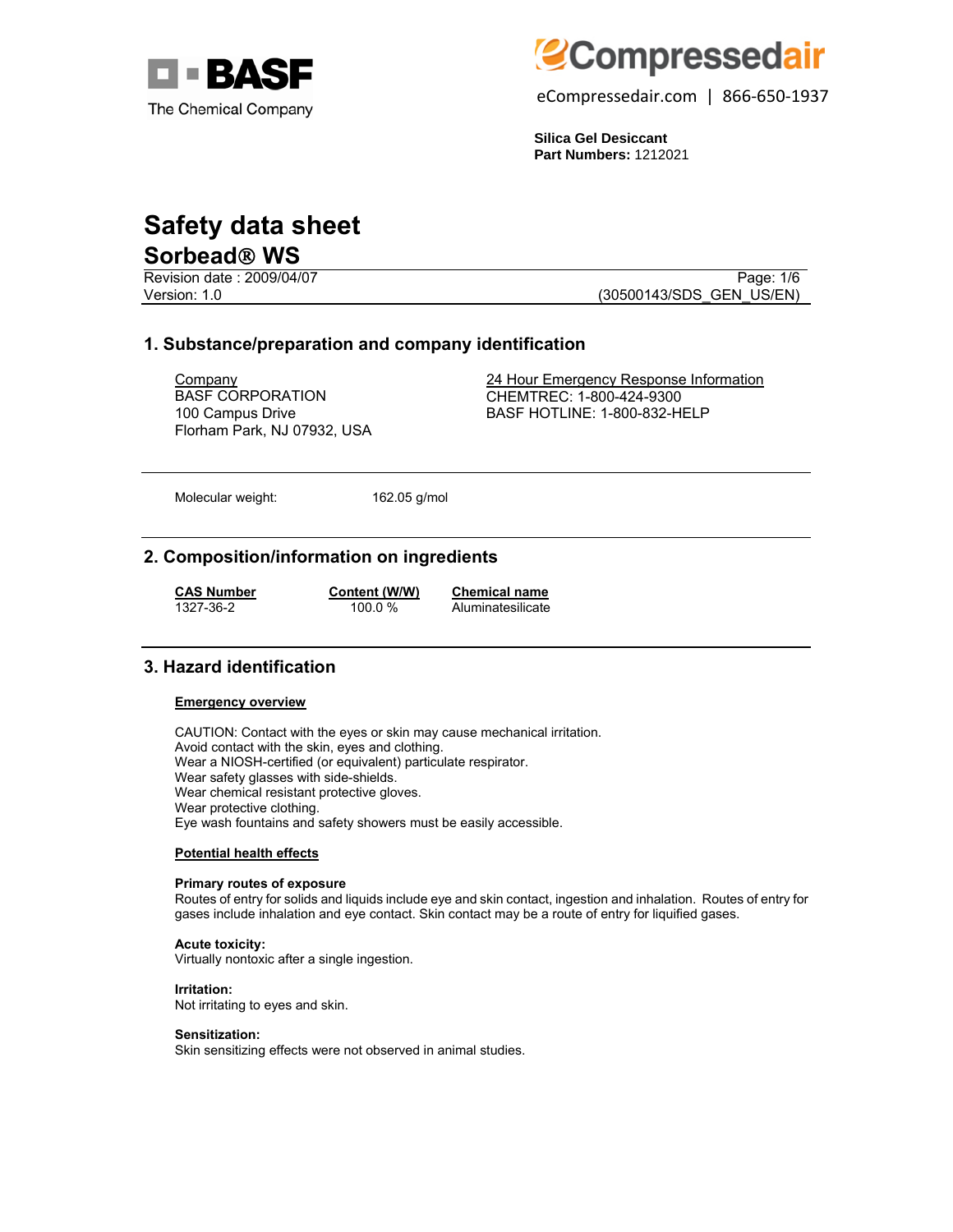BASF
The Chemical Company

eCompressedair

eCompressedair.com | 866-650-1937

**Silica Gel Desiccant**
**Part Numbers:** 1212021

# Safety data sheet

## Sorbead® WS

Revision date : 2009/04/07
Version: 1.0

(30500143/SDS_GEN_US/EN)

## 1. Substance/preparation and company identification

Company
BASF CORPORATION
100 Campus Drive
Florham Park, NJ 07932, USA

24 Hour Emergency Response Information
CHEMTREC: 1-800-424-9300
BASF HOTLINE: 1-800-832-HELP

Molecular weight: 162.05 g/mol

## 2. Composition/information on ingredients

| CAS Number | Content (W/W) | Chemical name |
|---|---|---|
| 1327-36-2 | 100.0 % | Aluminatesilicate |

## 3. Hazard identification

**Emergency overview**

CAUTION: Contact with the eyes or skin may cause mechanical irritation.
Avoid contact with the skin, eyes and clothing.
Wear a NIOSH-certified (or equivalent) particulate respirator.
Wear safety glasses with side-shields.
Wear chemical resistant protective gloves.
Wear protective clothing.
Eye wash fountains and safety showers must be easily accessible.

**Potential health effects**

**Primary routes of exposure**
Routes of entry for solids and liquids include eye and skin contact, ingestion and inhalation. Routes of entry for gases include inhalation and eye contact. Skin contact may be a route of entry for liquified gases.

**Acute toxicity:**
Virtually nontoxic after a single ingestion.

**Irritation:**
Not irritating to eyes and skin.

**Sensitization:**
Skin sensitizing effects were not observed in animal studies.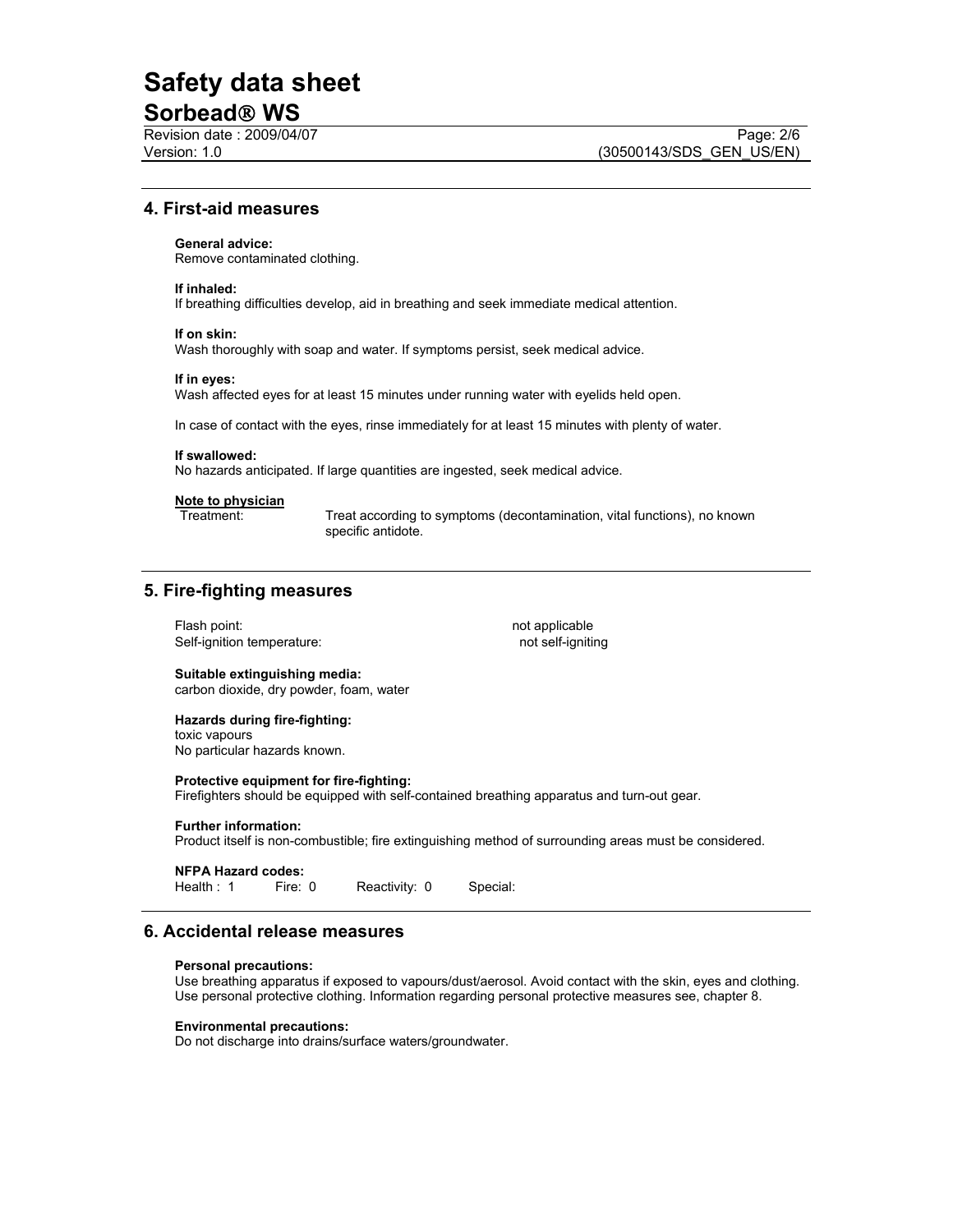## 4. First-aid measures

**General advice:**
Remove contaminated clothing.

**If inhaled:**
If breathing difficulties develop, aid in breathing and seek immediate medical attention.

**If on skin:**
Wash thoroughly with soap and water. If symptoms persist, seek medical advice.

**If in eyes:**
Wash affected eyes for at least 15 minutes under running water with eyelids held open.

In case of contact with the eyes, rinse immediately for at least 15 minutes with plenty of water.

**If swallowed:**
No hazards anticipated. If large quantities are ingested, seek medical advice.

**Note to physician**

Treatment: Treat according to symptoms (decontamination, vital functions), no known specific antidote.

## 5. Fire-fighting measures

Flash point: not applicable
Self-ignition temperature: not self-igniting

**Suitable extinguishing media:**
carbon dioxide, dry powder, foam, water

**Hazards during fire-fighting:**
toxic vapours
No particular hazards known.

**Protective equipment for fire-fighting:**
Firefighters should be equipped with self-contained breathing apparatus and turn-out gear.

**Further information:**
Product itself is non-combustible; fire extinguishing method of surrounding areas must be considered.

**NFPA Hazard codes:**
Health : 1 Fire: 0 Reactivity: 0 Special:

## 6. Accidental release measures

**Personal precautions:**
Use breathing apparatus if exposed to vapours/dust/aerosol. Avoid contact with the skin, eyes and clothing. Use personal protective clothing. Information regarding personal protective measures see, chapter 8.

**Environmental precautions:**
Do not discharge into drains/surface waters/groundwater.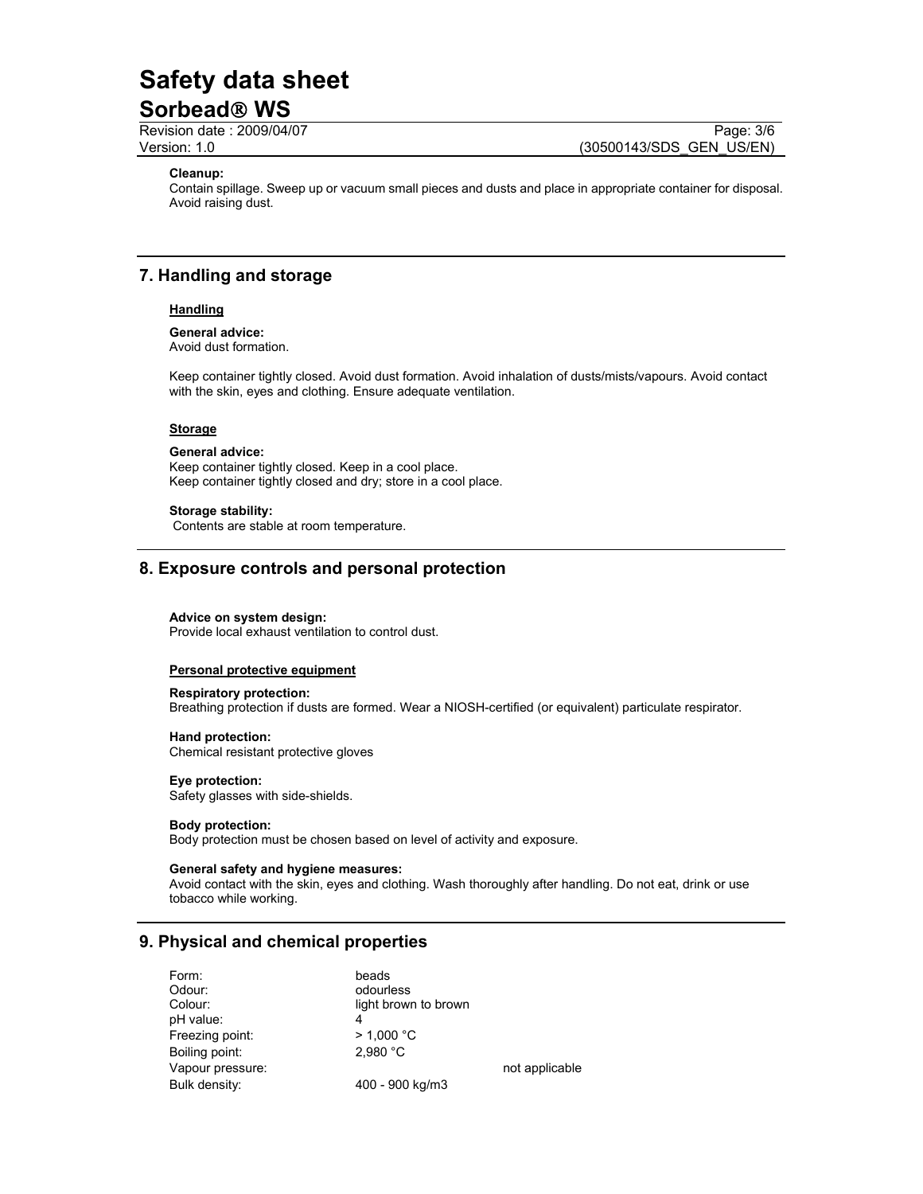**Cleanup:**
Contain spillage. Sweep up or vacuum small pieces and dusts and place in appropriate container for disposal. Avoid raising dust.

## 7. Handling and storage

### Handling

**General advice:**
Avoid dust formation.

Keep container tightly closed. Avoid dust formation. Avoid inhalation of dusts/mists/vapours. Avoid contact with the skin, eyes and clothing. Ensure adequate ventilation.

### Storage

**General advice:**
Keep container tightly closed. Keep in a cool place.
Keep container tightly closed and dry; store in a cool place.

**Storage stability:**
Contents are stable at room temperature.

## 8. Exposure controls and personal protection

**Advice on system design:**
Provide local exhaust ventilation to control dust.

### Personal protective equipment

**Respiratory protection:**
Breathing protection if dusts are formed. Wear a NIOSH-certified (or equivalent) particulate respirator.

**Hand protection:**
Chemical resistant protective gloves

**Eye protection:**
Safety glasses with side-shields.

**Body protection:**
Body protection must be chosen based on level of activity and exposure.

**General safety and hygiene measures:**
Avoid contact with the skin, eyes and clothing. Wash thoroughly after handling. Do not eat, drink or use tobacco while working.

## 9. Physical and chemical properties

| | | |
|---|---|---|
| Form: | beads | |
| Odour: | odourless | |
| Colour: | light brown to brown | |
| pH value: | 4 | |
| Freezing point: | > 1,000 °C | |
| Boiling point: | 2,980 °C | |
| Vapour pressure: | | not applicable |
| Bulk density: | 400 - 900 kg/m3 | |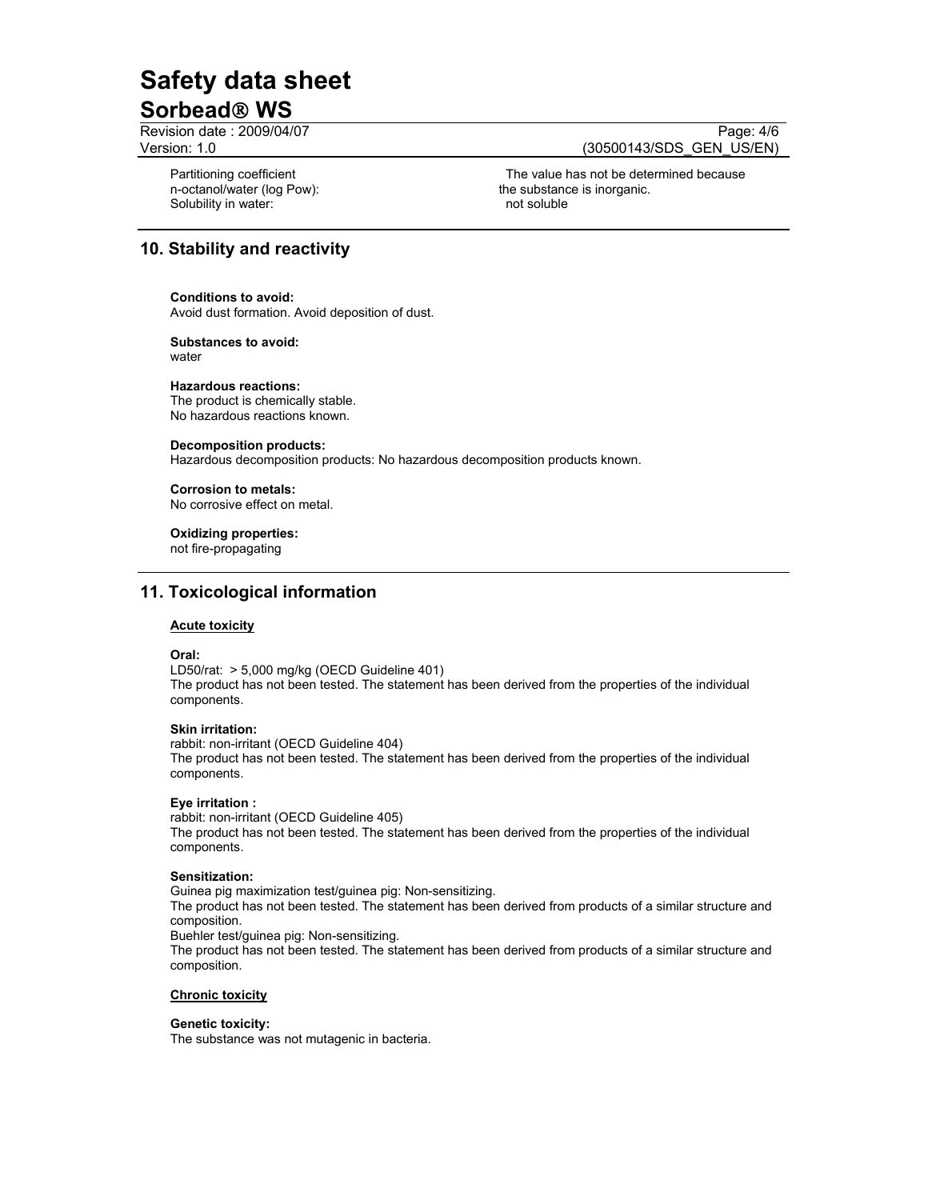| | |
|---|---|
| Partitioning coefficient n-octanol/water (log Pow): | The value has not be determined because the substance is inorganic. |
| Solubility in water: | not soluble |

## 10. Stability and reactivity

**Conditions to avoid:**
Avoid dust formation. Avoid deposition of dust.

**Substances to avoid:**
water

**Hazardous reactions:**
The product is chemically stable.
No hazardous reactions known.

**Decomposition products:**
Hazardous decomposition products: No hazardous decomposition products known.

**Corrosion to metals:**
No corrosive effect on metal.

**Oxidizing properties:**
not fire-propagating

## 11. Toxicological information

### Acute toxicity

**Oral:**
LD50/rat: > 5,000 mg/kg (OECD Guideline 401)
The product has not been tested. The statement has been derived from the properties of the individual components.

**Skin irritation:**
rabbit: non-irritant (OECD Guideline 404)
The product has not been tested. The statement has been derived from the properties of the individual components.

**Eye irritation :**
rabbit: non-irritant (OECD Guideline 405)
The product has not been tested. The statement has been derived from the properties of the individual components.

**Sensitization:**
Guinea pig maximization test/guinea pig: Non-sensitizing.
The product has not been tested. The statement has been derived from products of a similar structure and composition.
Buehler test/guinea pig: Non-sensitizing.
The product has not been tested. The statement has been derived from products of a similar structure and composition.

### Chronic toxicity

**Genetic toxicity:**
The substance was not mutagenic in bacteria.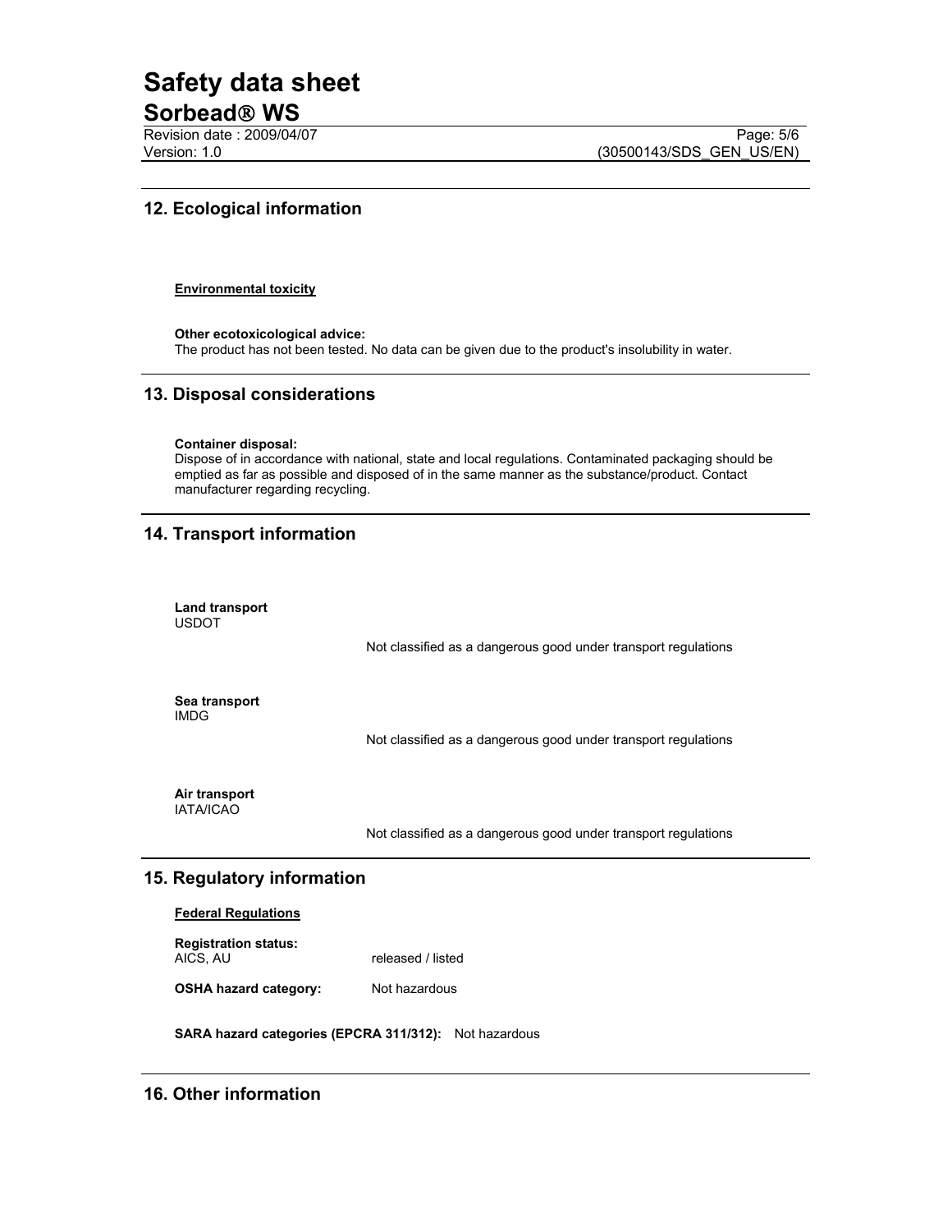## 12. Ecological information

**Environmental toxicity**

**Other ecotoxicological advice:**
The product has not been tested. No data can be given due to the product's insolubility in water.

## 13. Disposal considerations

**Container disposal:**
Dispose of in accordance with national, state and local regulations. Contaminated packaging should be emptied as far as possible and disposed of in the same manner as the substance/product. Contact manufacturer regarding recycling.

## 14. Transport information

**Land transport**
USDOT

Not classified as a dangerous good under transport regulations

**Sea transport**
IMDG

Not classified as a dangerous good under transport regulations

**Air transport**
IATA/ICAO

Not classified as a dangerous good under transport regulations

## 15. Regulatory information

**Federal Regulations**

**Registration status:**
AICS, AU released / listed

**OSHA hazard category:** Not hazardous

**SARA hazard categories (EPCRA 311/312):** Not hazardous

## 16. Other information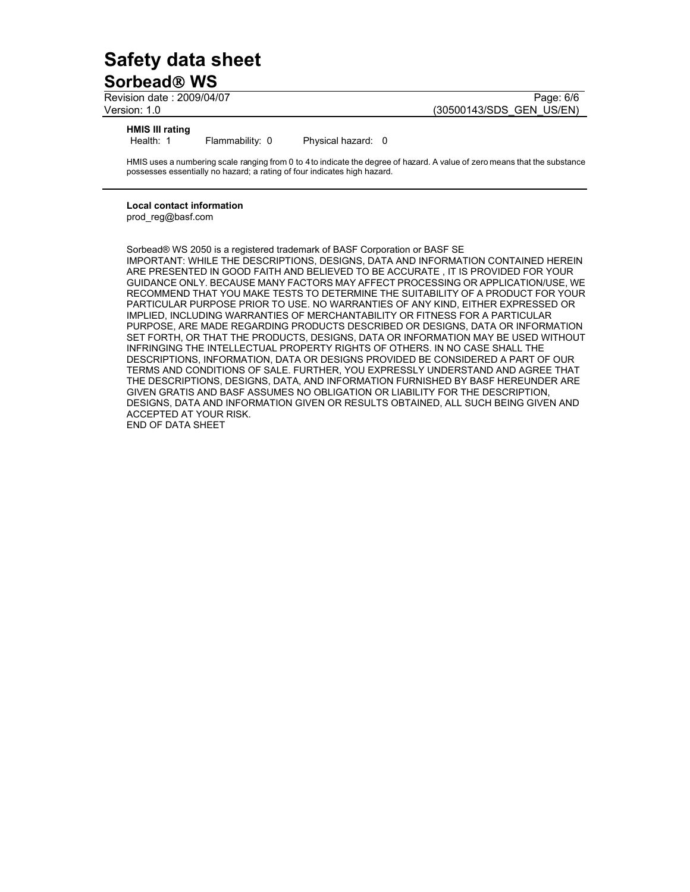**HMIS III rating**

Health: 1 Flammability: 0 Physical hazard: 0

HMIS uses a numbering scale ranging from 0 to 4 to indicate the degree of hazard. A value of zero means that the substance possesses essentially no hazard; a rating of four indicates high hazard.

---

**Local contact information**

prod_reg@basf.com

Sorbead® WS 2050 is a registered trademark of BASF Corporation or BASF SE

IMPORTANT: WHILE THE DESCRIPTIONS, DESIGNS, DATA AND INFORMATION CONTAINED HEREIN ARE PRESENTED IN GOOD FAITH AND BELIEVED TO BE ACCURATE , IT IS PROVIDED FOR YOUR GUIDANCE ONLY. BECAUSE MANY FACTORS MAY AFFECT PROCESSING OR APPLICATION/USE, WE RECOMMEND THAT YOU MAKE TESTS TO DETERMINE THE SUITABILITY OF A PRODUCT FOR YOUR PARTICULAR PURPOSE PRIOR TO USE. NO WARRANTIES OF ANY KIND, EITHER EXPRESSED OR IMPLIED, INCLUDING WARRANTIES OF MERCHANTABILITY OR FITNESS FOR A PARTICULAR PURPOSE, ARE MADE REGARDING PRODUCTS DESCRIBED OR DESIGNS, DATA OR INFORMATION SET FORTH, OR THAT THE PRODUCTS, DESIGNS, DATA OR INFORMATION MAY BE USED WITHOUT INFRINGING THE INTELLECTUAL PROPERTY RIGHTS OF OTHERS. IN NO CASE SHALL THE DESCRIPTIONS, INFORMATION, DATA OR DESIGNS PROVIDED BE CONSIDERED A PART OF OUR TERMS AND CONDITIONS OF SALE. FURTHER, YOU EXPRESSLY UNDERSTAND AND AGREE THAT THE DESCRIPTIONS, DESIGNS, DATA, AND INFORMATION FURNISHED BY BASF HEREUNDER ARE GIVEN GRATIS AND BASF ASSUMES NO OBLIGATION OR LIABILITY FOR THE DESCRIPTION, DESIGNS, DATA AND INFORMATION GIVEN OR RESULTS OBTAINED, ALL SUCH BEING GIVEN AND ACCEPTED AT YOUR RISK.

END OF DATA SHEET